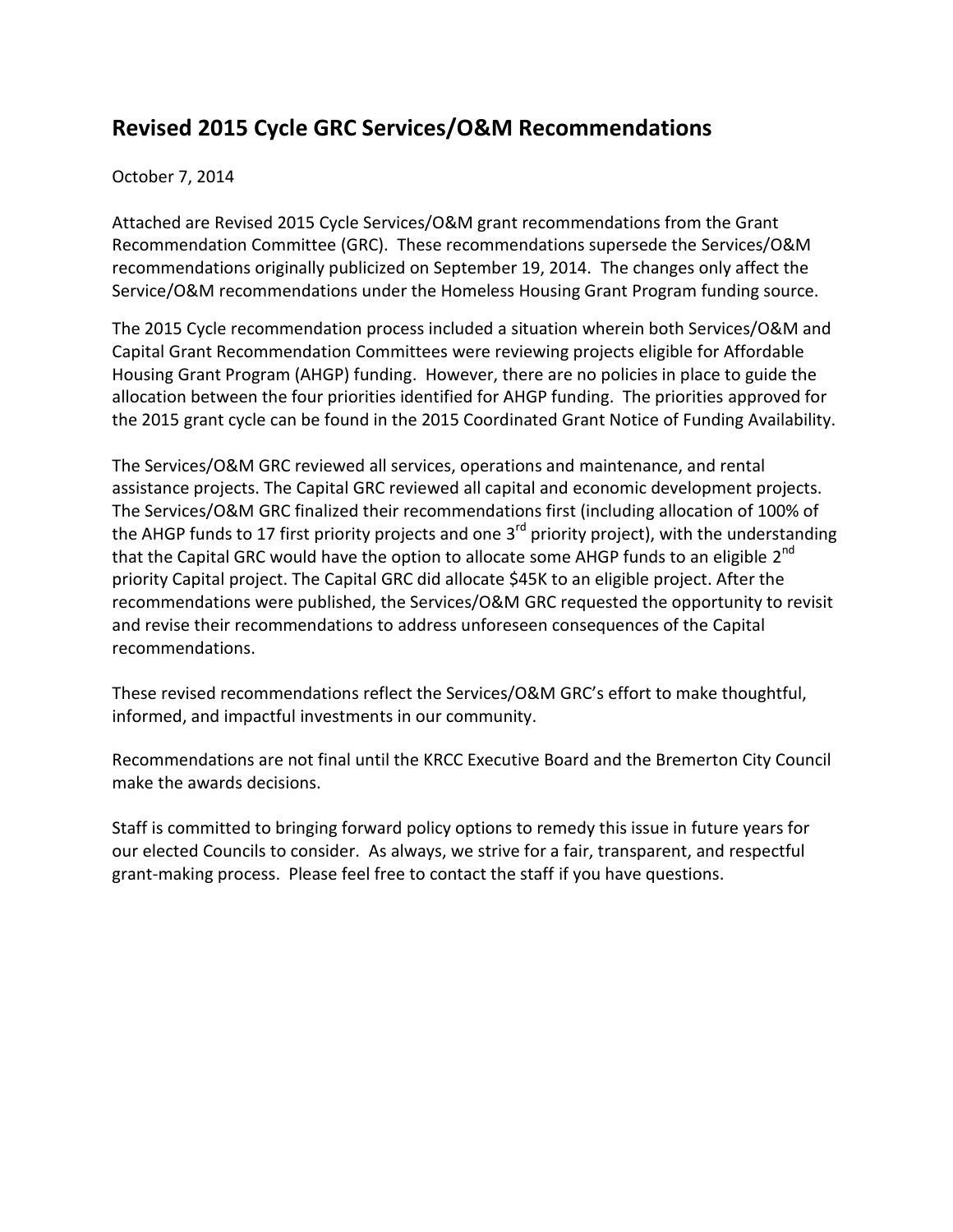## Revised 2015 Cycle GRC Services/O&M Recommendations

October 7, 2014

Attached are Revised 2015 Cycle Services/O&M grant recommendations from the Grant Recommendation Committee (GRC). These recommendations supersede the Services/O&M recommendations originally publicized on September 19, 2014. The changes only affect the Service/O&M recommendations under the Homeless Housing Grant Program funding source.

The 2015 Cycle recommendation process included a situation wherein both Services/O&M and Capital Grant Recommendation Committees were reviewing projects eligible for Affordable Housing Grant Program (AHGP) funding. However, there are no policies in place to guide the allocation between the four priorities identified for AHGP funding. The priorities approved for the 2015 grant cycle can be found in the 2015 Coordinated Grant Notice of Funding Availability.

The Services/O&M GRC reviewed all services, operations and maintenance, and rental assistance projects. The Capital GRC reviewed all capital and economic development projects. The Services/O&M GRC finalized their recommendations first (including allocation of 100% of the AHGP funds to 17 first priority projects and one 3rd priority project), with the understanding that the Capital GRC would have the option to allocate some AHGP funds to an eligible 2nd priority Capital project. The Capital GRC did allocate $45K to an eligible project. After the recommendations were published, the Services/O&M GRC requested the opportunity to revisit and revise their recommendations to address unforeseen consequences of the Capital recommendations.

These revised recommendations reflect the Services/O&M GRC's effort to make thoughtful, informed, and impactful investments in our community.

Recommendations are not final until the KRCC Executive Board and the Bremerton City Council make the awards decisions.

Staff is committed to bringing forward policy options to remedy this issue in future years for our elected Councils to consider. As always, we strive for a fair, transparent, and respectful grant-making process. Please feel free to contact the staff if you have questions.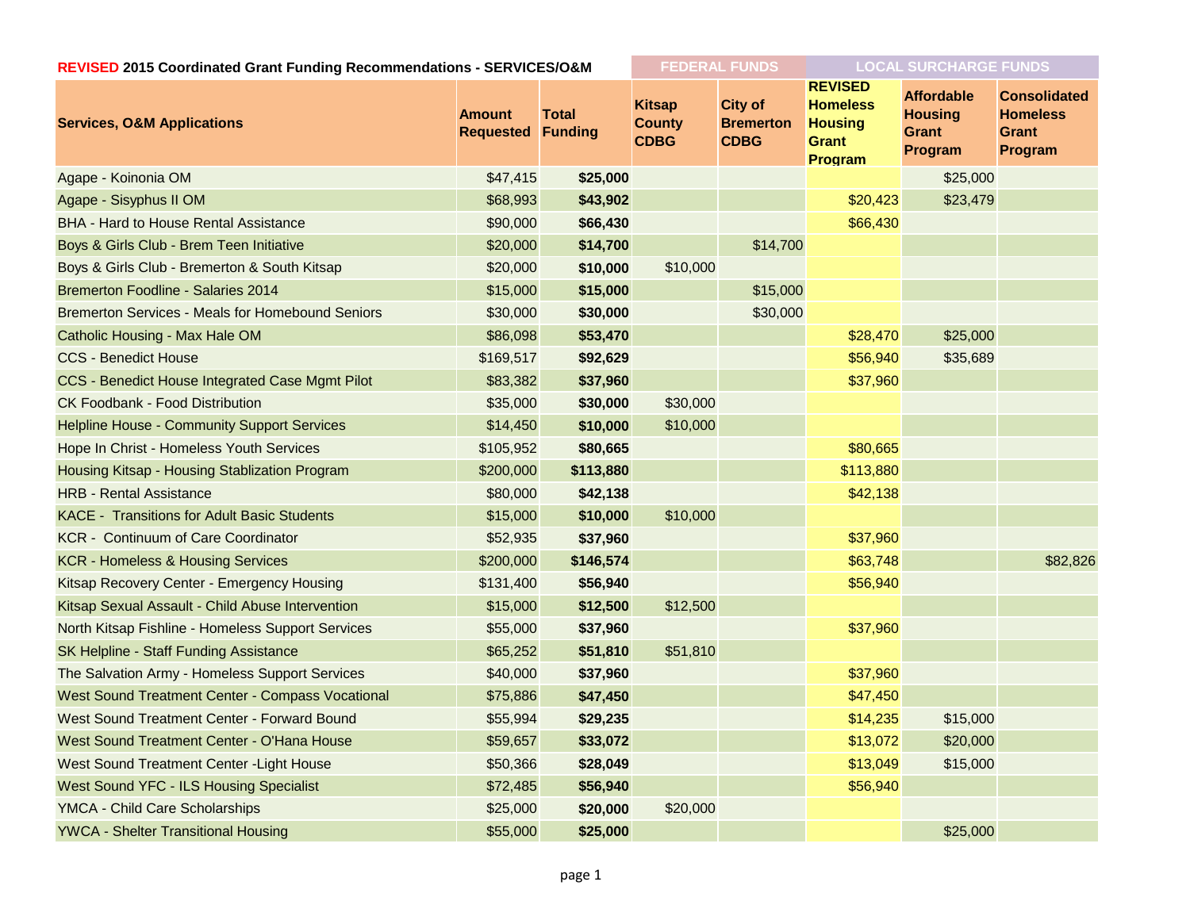| REVISED 2015 Coordinated Grant Funding Recommendations - SERVICES/O&M | | | FEDERAL FUNDS | | LOCAL SURCHARGE FUNDS | | |
|---|---|---|---|---|---|---|---|
| **Services, O&M Applications** | **Amount Requested** | **Total Funding** | **Kitsap County CDBG** | **City of Bremerton CDBG** | **REVISED Homeless Housing Grant Program** | **Affordable Housing Grant Program** | **Consolidated Homeless Grant Program** |
| Agape - Koinonia OM | $47,415 | **$25,000** | | | | $25,000 | |
| Agape - Sisyphus II OM | $68,993 | **$43,902** | | | $20,423 | $23,479 | |
| BHA - Hard to House Rental Assistance | $90,000 | **$66,430** | | | $66,430 | | |
| Boys & Girls Club - Brem Teen Initiative | $20,000 | **$14,700** | | $14,700 | | | |
| Boys & Girls Club - Bremerton & South Kitsap | $20,000 | **$10,000** | $10,000 | | | | |
| Bremerton Foodline - Salaries 2014 | $15,000 | **$15,000** | | $15,000 | | | |
| Bremerton Services - Meals for Homebound Seniors | $30,000 | **$30,000** | | $30,000 | | | |
| Catholic Housing - Max Hale OM | $86,098 | **$53,470** | | | $28,470 | $25,000 | |
| CCS - Benedict House | $169,517 | **$92,629** | | | $56,940 | $35,689 | |
| CCS - Benedict House Integrated Case Mgmt Pilot | $83,382 | **$37,960** | | | $37,960 | | |
| CK Foodbank - Food Distribution | $35,000 | **$30,000** | $30,000 | | | | |
| Helpline House - Community Support Services | $14,450 | **$10,000** | $10,000 | | | | |
| Hope In Christ - Homeless Youth Services | $105,952 | **$80,665** | | | $80,665 | | |
| Housing Kitsap - Housing Stablization Program | $200,000 | **$113,880** | | | $113,880 | | |
| HRB - Rental Assistance | $80,000 | **$42,138** | | | $42,138 | | |
| KACE - Transitions for Adult Basic Students | $15,000 | **$10,000** | $10,000 | | | | |
| KCR - Continuum of Care Coordinator | $52,935 | **$37,960** | | | $37,960 | | |
| KCR - Homeless & Housing Services | $200,000 | **$146,574** | | | $63,748 | | $82,826 |
| Kitsap Recovery Center - Emergency Housing | $131,400 | **$56,940** | | | $56,940 | | |
| Kitsap Sexual Assault - Child Abuse Intervention | $15,000 | **$12,500** | $12,500 | | | | |
| North Kitsap Fishline - Homeless Support Services | $55,000 | **$37,960** | | | $37,960 | | |
| SK Helpline - Staff Funding Assistance | $65,252 | **$51,810** | $51,810 | | | | |
| The Salvation Army - Homeless Support Services | $40,000 | **$37,960** | | | $37,960 | | |
| West Sound Treatment Center - Compass Vocational | $75,886 | **$47,450** | | | $47,450 | | |
| West Sound Treatment Center - Forward Bound | $55,994 | **$29,235** | | | $14,235 | $15,000 | |
| West Sound Treatment Center - O'Hana House | $59,657 | **$33,072** | | | $13,072 | $20,000 | |
| West Sound Treatment Center -Light House | $50,366 | **$28,049** | | | $13,049 | $15,000 | |
| West Sound YFC - ILS Housing Specialist | $72,485 | **$56,940** | | | $56,940 | | |
| YMCA - Child Care Scholarships | $25,000 | **$20,000** | $20,000 | | | | |
| YWCA - Shelter Transitional Housing | $55,000 | **$25,000** | | | | $25,000 | |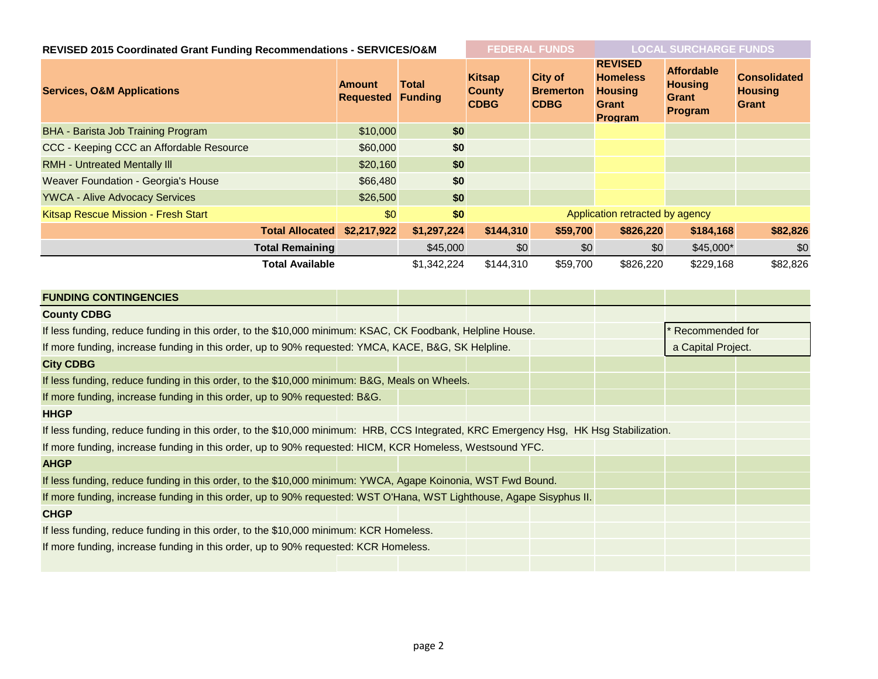**REVISED 2015 Coordinated Grant Funding Recommendations - SERVICES/O&M**

| Services, O&M Applications | Amount Requested | Total Funding | FEDERAL FUNDS: Kitsap County CDBG | FEDERAL FUNDS: City of Bremerton CDBG | LOCAL SURCHARGE FUNDS: REVISED Homeless Housing Grant Program | LOCAL SURCHARGE FUNDS: Affordable Housing Grant Program | LOCAL SURCHARGE FUNDS: Consolidated Housing Grant |
|---|---|---|---|---|---|---|---|
| BHA - Barista Job Training Program | $10,000 | $0 | | | | | |
| CCC - Keeping CCC an Affordable Resource | $60,000 | $0 | | | | | |
| RMH - Untreated Mentally Ill | $20,160 | $0 | | | | | |
| Weaver Foundation - Georgia's House | $66,480 | $0 | | | | | |
| YWCA - Alive Advocacy Services | $26,500 | $0 | | | | | |
| Kitsap Rescue Mission - Fresh Start | $0 | $0 | Application retracted by agency | | | | |
| **Total Allocated** | **$2,217,922** | **$1,297,224** | **$144,310** | **$59,700** | **$826,220** | **$184,168** | **$82,826** |
| **Total Remaining** | | $45,000 | $0 | $0 | $0 | $45,000* | $0 |
| **Total Available** | | $1,342,224 | $144,310 | $59,700 | $826,220 | $229,168 | $82,826 |

\* Recommended for a Capital Project.

**FUNDING CONTINGENCIES**

**County CDBG**

If less funding, reduce funding in this order, to the $10,000 minimum: KSAC, CK Foodbank, Helpline House.

If more funding, increase funding in this order, up to 90% requested: YMCA, KACE, B&G, SK Helpline.

**City CDBG**

If less funding, reduce funding in this order, to the $10,000 minimum: B&G, Meals on Wheels.

If more funding, increase funding in this order, up to 90% requested: B&G.

**HHGP**

If less funding, reduce funding in this order, to the $10,000 minimum: HRB, CCS Integrated, KRC Emergency Hsg, HK Hsg Stabilization.

If more funding, increase funding in this order, up to 90% requested: HICM, KCR Homeless, Westsound YFC.

**AHGP**

If less funding, reduce funding in this order, to the $10,000 minimum: YWCA, Agape Koinonia, WST Fwd Bound.

If more funding, increase funding in this order, up to 90% requested: WST O'Hana, WST Lighthouse, Agape Sisyphus II.

**CHGP**

If less funding, reduce funding in this order, to the $10,000 minimum: KCR Homeless.

If more funding, increase funding in this order, up to 90% requested: KCR Homeless.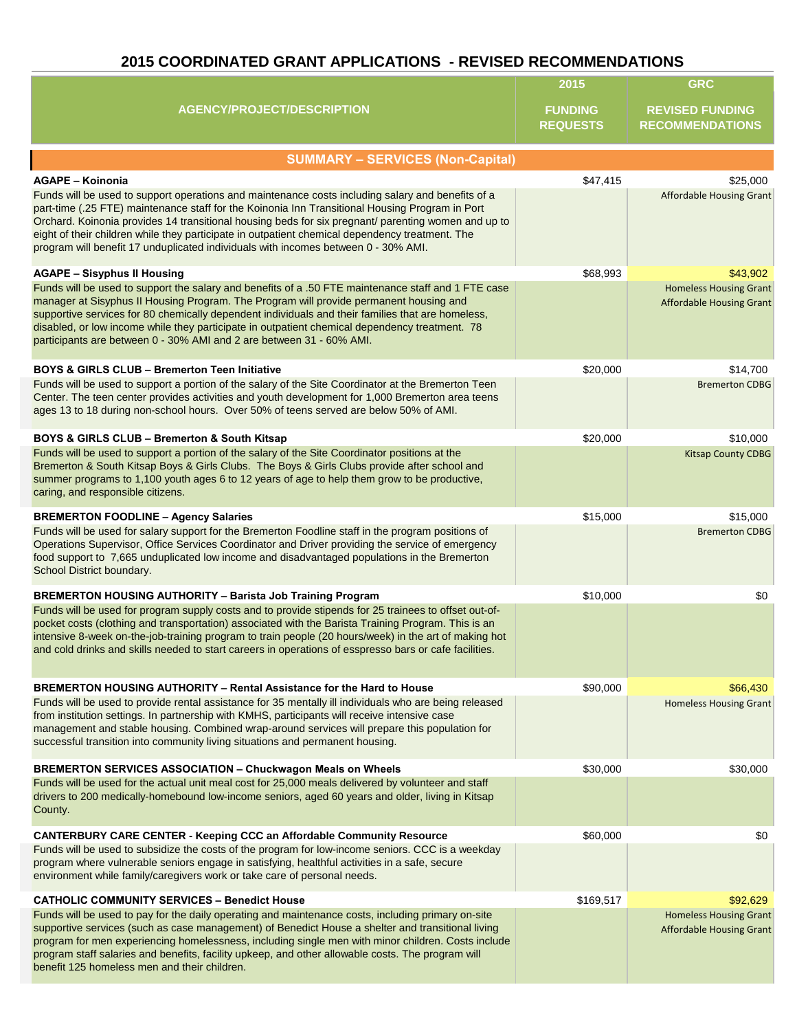# 2015 COORDINATED GRANT APPLICATIONS - REVISED RECOMMENDATIONS

| AGENCY/PROJECT/DESCRIPTION | 2015 FUNDING REQUESTS | GRC REVISED FUNDING RECOMMENDATIONS |
|---|---|---|
| **SUMMARY – SERVICES (Non-Capital)** | | |
| **AGAPE – Koinonia**<br>Funds will be used to support operations and maintenance costs including salary and benefits of a part-time (.25 FTE) maintenance staff for the Koinonia Inn Transitional Housing Program in Port Orchard. Koinonia provides 14 transitional housing beds for six pregnant/ parenting women and up to eight of their children while they participate in outpatient chemical dependency treatment. The program will benefit 17 unduplicated individuals with incomes between 0 - 30% AMI. | $47,415 | $25,000<br>Affordable Housing Grant |
| **AGAPE – Sisyphus II Housing**<br>Funds will be used to support the salary and benefits of a .50 FTE maintenance staff and 1 FTE case manager at Sisyphus II Housing Program. The Program will provide permanent housing and supportive services for 80 chemically dependent individuals and their families that are homeless, disabled, or low income while they participate in outpatient chemical dependency treatment. 78 participants are between 0 - 30% AMI and 2 are between 31 - 60% AMI. | $68,993 | $43,902<br>Homeless Housing Grant<br>Affordable Housing Grant |
| **BOYS & GIRLS CLUB – Bremerton Teen Initiative**<br>Funds will be used to support a portion of the salary of the Site Coordinator at the Bremerton Teen Center. The teen center provides activities and youth development for 1,000 Bremerton area teens ages 13 to 18 during non-school hours. Over 50% of teens served are below 50% of AMI. | $20,000 | $14,700<br>Bremerton CDBG |
| **BOYS & GIRLS CLUB – Bremerton & South Kitsap**<br>Funds will be used to support a portion of the salary of the Site Coordinator positions at the Bremerton & South Kitsap Boys & Girls Clubs. The Boys & Girls Clubs provide after school and summer programs to 1,100 youth ages 6 to 12 years of age to help them grow to be productive, caring, and responsible citizens. | $20,000 | $10,000<br>Kitsap County CDBG |
| **BREMERTON FOODLINE – Agency Salaries**<br>Funds will be used for salary support for the Bremerton Foodline staff in the program positions of Operations Supervisor, Office Services Coordinator and Driver providing the service of emergency food support to 7,665 unduplicated low income and disadvantaged populations in the Bremerton School District boundary. | $15,000 | $15,000<br>Bremerton CDBG |
| **BREMERTON HOUSING AUTHORITY – Barista Job Training Program**<br>Funds will be used for program supply costs and to provide stipends for 25 trainees to offset out-of-pocket costs (clothing and transportation) associated with the Barista Training Program. This is an intensive 8-week on-the-job-training program to train people (20 hours/week) in the art of making hot and cold drinks and skills needed to start careers in operations of esspresso bars or cafe facilities. | $10,000 | $0 |
| **BREMERTON HOUSING AUTHORITY – Rental Assistance for the Hard to House**<br>Funds will be used to provide rental assistance for 35 mentally ill individuals who are being released from institution settings. In partnership with KMHS, participants will receive intensive case management and stable housing. Combined wrap-around services will prepare this population for successful transition into community living situations and permanent housing. | $90,000 | $66,430<br>Homeless Housing Grant |
| **BREMERTON SERVICES ASSOCIATION – Chuckwagon Meals on Wheels**<br>Funds will be used for the actual unit meal cost for 25,000 meals delivered by volunteer and staff drivers to 200 medically-homebound low-income seniors, aged 60 years and older, living in Kitsap County. | $30,000 | $30,000 |
| **CANTERBURY CARE CENTER - Keeping CCC an Affordable Community Resource**<br>Funds will be used to subsidize the costs of the program for low-income seniors. CCC is a weekday program where vulnerable seniors engage in satisfying, healthful activities in a safe, secure environment while family/caregivers work or take care of personal needs. | $60,000 | $0 |
| **CATHOLIC COMMUNITY SERVICES – Benedict House**<br>Funds will be used to pay for the daily operating and maintenance costs, including primary on-site supportive services (such as case management) of Benedict House a shelter and transitional living program for men experiencing homelessness, including single men with minor children. Costs include program staff salaries and benefits, facility upkeep, and other allowable costs. The program will benefit 125 homeless men and their children. | $169,517 | $92,629<br>Homeless Housing Grant<br>Affordable Housing Grant |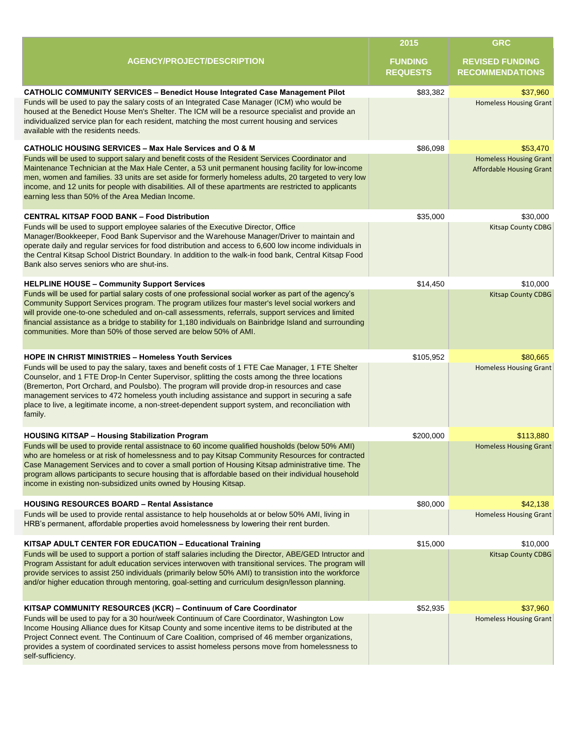| AGENCY/PROJECT/DESCRIPTION | 2015 FUNDING REQUESTS | GRC REVISED FUNDING RECOMMENDATIONS |
|---|---|---|
| **CATHOLIC COMMUNITY SERVICES – Benedict House Integrated Case Management Pilot** | $83,382 | $37,960 |
| Funds will be used to pay the salary costs of an Integrated Case Manager (ICM) who would be housed at the Benedict House Men's Shelter. The ICM will be a resource specialist and provide an individualized service plan for each resident, matching the most current housing and services available with the residents needs. | | Homeless Housing Grant |
| **CATHOLIC HOUSING SERVICES – Max Hale Services and O & M** | $86,098 | $53,470 |
| Funds will be used to support salary and benefit costs of the Resident Services Coordinator and Maintenance Technician at the Max Hale Center, a 53 unit permanent housing facility for low-income men, women and families. 33 units are set aside for formerly homeless adults, 20 targeted to very low income, and 12 units for people with disabilities. All of these apartments are restricted to applicants earning less than 50% of the Area Median Income. | | Homeless Housing Grant<br>Affordable Housing Grant |
| **CENTRAL KITSAP FOOD BANK – Food Distribution** | $35,000 | $30,000 |
| Funds will be used to support employee salaries of the Executive Director, Office Manager/Bookkeeper, Food Bank Supervisor and the Warehouse Manager/Driver to maintain and operate daily and regular services for food distribution and access to 6,600 low income individuals in the Central Kitsap School District Boundary. In addition to the walk-in food bank, Central Kitsap Food Bank also serves seniors who are shut-ins. | | Kitsap County CDBG |
| **HELPLINE HOUSE – Community Support Services** | $14,450 | $10,000 |
| Funds will be used for partial salary costs of one professional social worker as part of the agency's Community Support Services program. The program utilizes four master's level social workers and will provide one-to-one scheduled and on-call assessments, referrals, support services and limited financial assistance as a bridge to stability for 1,180 individuals on Bainbridge Island and surrounding communities. More than 50% of those served are below 50% of AMI. | | Kitsap County CDBG |
| **HOPE IN CHRIST MINISTRIES – Homeless Youth Services** | $105,952 | $80,665 |
| Funds will be used to pay the salary, taxes and benefit costs of 1 FTE Cae Manager, 1 FTE Shelter Counselor, and 1 FTE Drop-In Center Supervisor, splitting the costs among the three locations (Bremerton, Port Orchard, and Poulsbo). The program will provide drop-in resources and case management services to 472 homeless youth including assistance and support in securing a safe place to live, a legitimate income, a non-street-dependent support system, and reconciliation with family. | | Homeless Housing Grant |
| **HOUSING KITSAP – Housing Stabilization Program** | $200,000 | $113,880 |
| Funds will be used to provide rental assistnace to 60 income qualified housholds (below 50% AMI) who are homeless or at risk of homelessness and to pay Kitsap Community Resources for contracted Case Management Services and to cover a small portion of Housing Kitsap administrative time. The program allows participants to secure housing that is affordable based on their individual household income in existing non-subsidized units owned by Housing Kitsap. | | Homeless Housing Grant |
| **HOUSING RESOURCES BOARD – Rental Assistance** | $80,000 | $42,138 |
| Funds will be used to provide rental assistance to help households at or below 50% AMI, living in HRB's permanent, affordable properties avoid homelessness by lowering their rent burden. | | Homeless Housing Grant |
| **KITSAP ADULT CENTER FOR EDUCATION – Educational Training** | $15,000 | $10,000 |
| Funds will be used to support a portion of staff salaries including the Director, ABE/GED Intructor and Program Assistant for adult education services interwoven with transitional services. The program will provide services to assist 250 individuals (primarily below 50% AMI) to transistion into the workforce and/or higher education through mentoring, goal-setting and curriculum design/lesson planning. | | Kitsap County CDBG |
| **KITSAP COMMUNITY RESOURCES (KCR) – Continuum of Care Coordinator** | $52,935 | $37,960 |
| Funds will be used to pay for a 30 hour/week Continuum of Care Coordinator, Washington Low Income Housing Alliance dues for Kitsap County and some incentive items to be distributed at the Project Connect event. The Continuum of Care Coalition, comprised of 46 member organizations, provides a system of coordinated services to assist homeless persons move from homelessness to self-sufficiency. | | Homeless Housing Grant |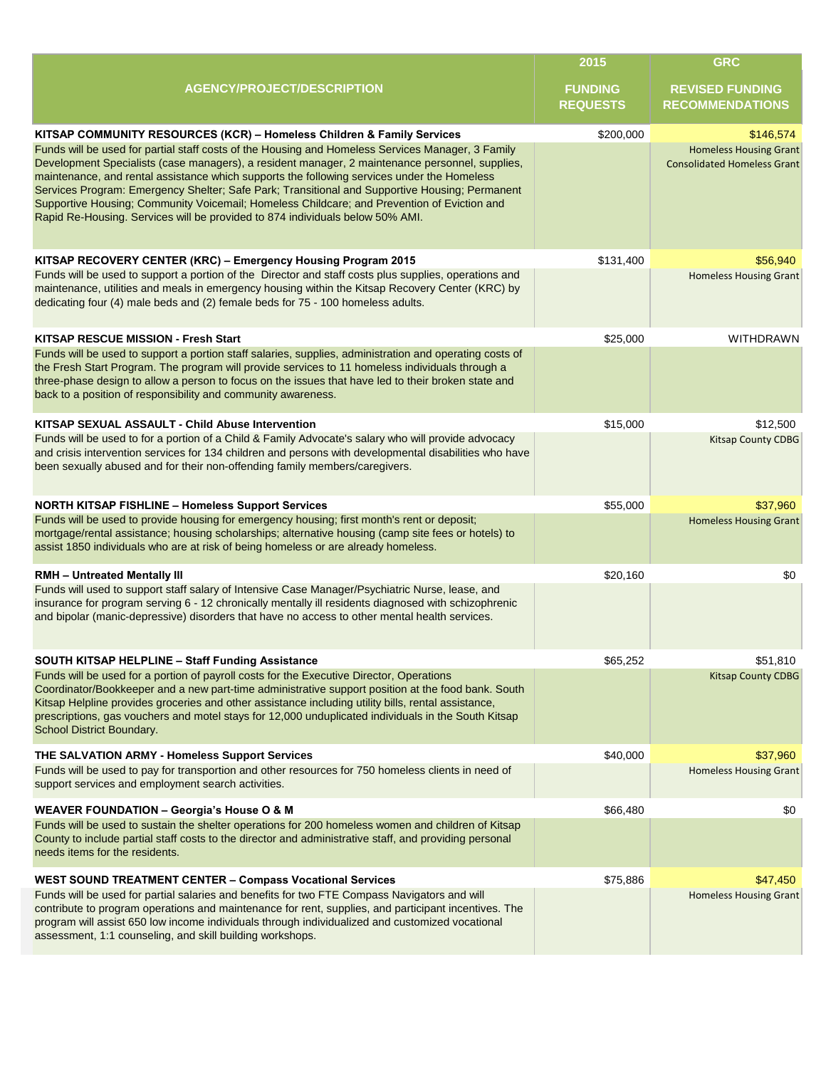| AGENCY/PROJECT/DESCRIPTION | 2015 FUNDING REQUESTS | GRC REVISED FUNDING RECOMMENDATIONS |
|---|---|---|
| **KITSAP COMMUNITY RESOURCES (KCR) – Homeless Children & Family Services** | $200,000 | $146,574 |
| Funds will be used for partial staff costs of the Housing and Homeless Services Manager, 3 Family Development Specialists (case managers), a resident manager, 2 maintenance personnel, supplies, maintenance, and rental assistance which supports the following services under the Homeless Services Program: Emergency Shelter; Safe Park; Transitional and Supportive Housing; Permanent Supportive Housing; Community Voicemail; Homeless Childcare; and Prevention of Eviction and Rapid Re-Housing. Services will be provided to 874 individuals below 50% AMI. | | Homeless Housing Grant Consolidated Homeless Grant |
| **KITSAP RECOVERY CENTER (KRC) – Emergency Housing Program 2015** | $131,400 | $56,940 |
| Funds will be used to support a portion of the Director and staff costs plus supplies, operations and maintenance, utilities and meals in emergency housing within the Kitsap Recovery Center (KRC) by dedicating four (4) male beds and (2) female beds for 75 - 100 homeless adults. | | Homeless Housing Grant |
| **KITSAP RESCUE MISSION - Fresh Start** | $25,000 | WITHDRAWN |
| Funds will be used to support a portion staff salaries, supplies, administration and operating costs of the Fresh Start Program. The program will provide services to 11 homeless individuals through a three-phase design to allow a person to focus on the issues that have led to their broken state and back to a position of responsibility and community awareness. | | |
| **KITSAP SEXUAL ASSAULT - Child Abuse Intervention** | $15,000 | $12,500 |
| Funds will be used to for a portion of a Child & Family Advocate's salary who will provide advocacy and crisis intervention services for 134 children and persons with developmental disabilities who have been sexually abused and for their non-offending family members/caregivers. | | Kitsap County CDBG |
| **NORTH KITSAP FISHLINE – Homeless Support Services** | $55,000 | $37,960 |
| Funds will be used to provide housing for emergency housing; first month's rent or deposit; mortgage/rental assistance; housing scholarships; alternative housing (camp site fees or hotels) to assist 1850 individuals who are at risk of being homeless or are already homeless. | | Homeless Housing Grant |
| **RMH – Untreated Mentally Ill** | $20,160 | $0 |
| Funds will used to support staff salary of Intensive Case Manager/Psychiatric Nurse, lease, and insurance for program serving 6 - 12 chronically mentally ill residents diagnosed with schizophrenic and bipolar (manic-depressive) disorders that have no access to other mental health services. | | |
| **SOUTH KITSAP HELPLINE – Staff Funding Assistance** | $65,252 | $51,810 |
| Funds will be used for a portion of payroll costs for the Executive Director, Operations Coordinator/Bookkeeper and a new part-time administrative support position at the food bank. South Kitsap Helpline provides groceries and other assistance including utility bills, rental assistance, prescriptions, gas vouchers and motel stays for 12,000 unduplicated individuals in the South Kitsap School District Boundary. | | Kitsap County CDBG |
| **THE SALVATION ARMY - Homeless Support Services** | $40,000 | $37,960 |
| Funds will be used to pay for transportion and other resources for 750 homeless clients in need of support services and employment search activities. | | Homeless Housing Grant |
| **WEAVER FOUNDATION – Georgia's House O & M** | $66,480 | $0 |
| Funds will be used to sustain the shelter operations for 200 homeless women and children of Kitsap County to include partial staff costs to the director and administrative staff, and providing personal needs items for the residents. | | |
| **WEST SOUND TREATMENT CENTER – Compass Vocational Services** | $75,886 | $47,450 |
| Funds will be used for partial salaries and benefits for two FTE Compass Navigators and will contribute to program operations and maintenance for rent, supplies, and participant incentives. The program will assist 650 low income individuals through individualized and customized vocational assessment, 1:1 counseling, and skill building workshops. | | Homeless Housing Grant |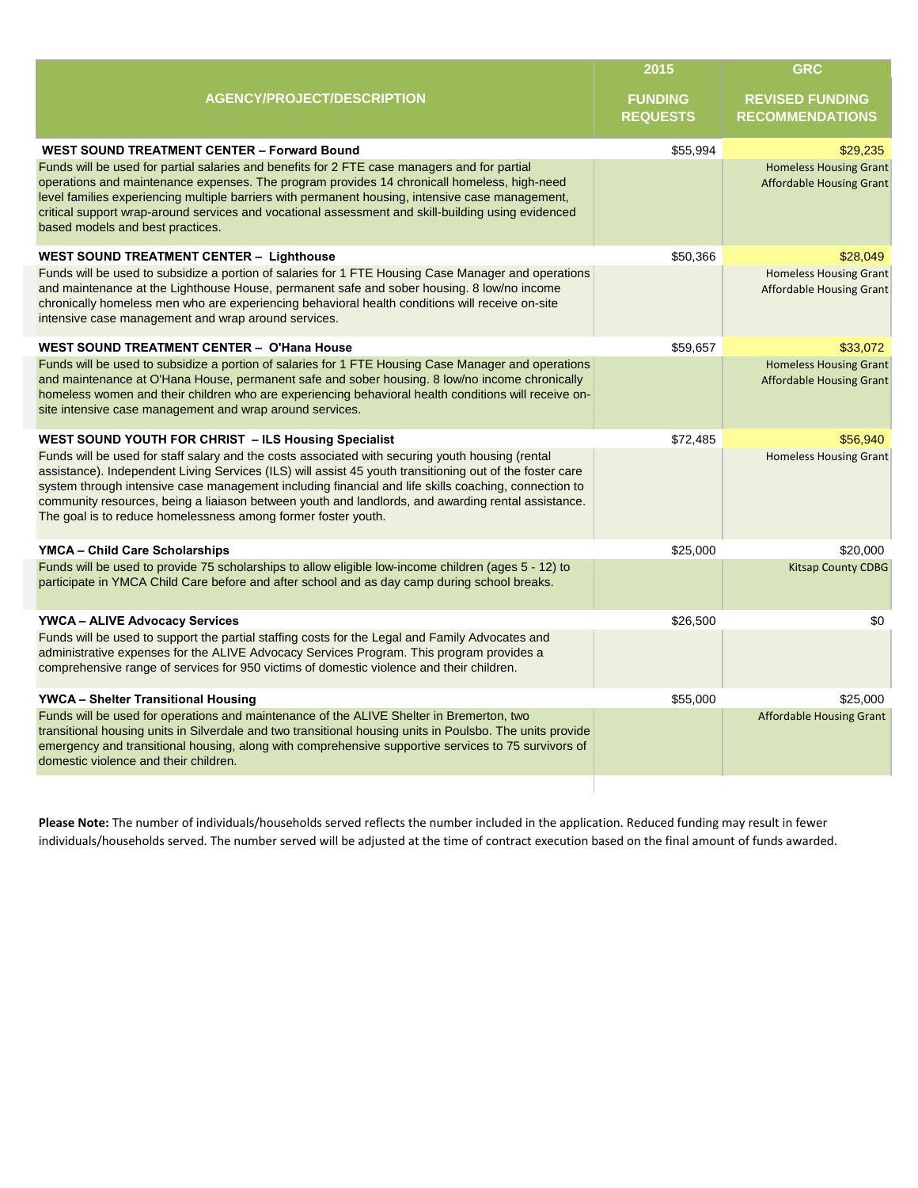| AGENCY/PROJECT/DESCRIPTION | 2015 FUNDING REQUESTS | GRC REVISED FUNDING RECOMMENDATIONS |
|---|---|---|
| **WEST SOUND TREATMENT CENTER – Forward Bound** | $55,994 | $29,235 |
| Funds will be used for partial salaries and benefits for 2 FTE case managers and for partial operations and maintenance expenses. The program provides 14 chronicall homeless, high-need level families experiencing multiple barriers with permanent housing, intensive case management, critical support wrap-around services and vocational assessment and skill-building using evidenced based models and best practices. | | Homeless Housing Grant Affordable Housing Grant |
| **WEST SOUND TREATMENT CENTER – Lighthouse** | $50,366 | $28,049 |
| Funds will be used to subsidize a portion of salaries for 1 FTE Housing Case Manager and operations and maintenance at the Lighthouse House, permanent safe and sober housing. 8 low/no income chronically homeless men who are experiencing behavioral health conditions will receive on-site intensive case management and wrap around services. | | Homeless Housing Grant Affordable Housing Grant |
| **WEST SOUND TREATMENT CENTER – O'Hana House** | $59,657 | $33,072 |
| Funds will be used to subsidize a portion of salaries for 1 FTE Housing Case Manager and operations and maintenance at O'Hana House, permanent safe and sober housing. 8 low/no income chronically homeless women and their children who are experiencing behavioral health conditions will receive on-site intensive case management and wrap around services. | | Homeless Housing Grant Affordable Housing Grant |
| **WEST SOUND YOUTH FOR CHRIST – ILS Housing Specialist** | $72,485 | $56,940 |
| Funds will be used for staff salary and the costs associated with securing youth housing (rental assistance). Independent Living Services (ILS) will assist 45 youth transitioning out of the foster care system through intensive case management including financial and life skills coaching, connection to community resources, being a liaiason between youth and landlords, and awarding rental assistance. The goal is to reduce homelessness among former foster youth. | | Homeless Housing Grant |
| **YMCA – Child Care Scholarships** | $25,000 | $20,000 |
| Funds will be used to provide 75 scholarships to allow eligible low-income children (ages 5 - 12) to participate in YMCA Child Care before and after school and as day camp during school breaks. | | Kitsap County CDBG |
| **YWCA – ALIVE Advocacy Services** | $26,500 | $0 |
| Funds will be used to support the partial staffing costs for the Legal and Family Advocates and administrative expenses for the ALIVE Advocacy Services Program. This program provides a comprehensive range of services for 950 victims of domestic violence and their children. | | |
| **YWCA – Shelter Transitional Housing** | $55,000 | $25,000 |
| Funds will be used for operations and maintenance of the ALIVE Shelter in Bremerton, two transitional housing units in Silverdale and two transitional housing units in Poulsbo. The units provide emergency and transitional housing, along with comprehensive supportive services to 75 survivors of domestic violence and their children. | | Affordable Housing Grant |

**Please Note:** The number of individuals/households served reflects the number included in the application. Reduced funding may result in fewer individuals/households served. The number served will be adjusted at the time of contract execution based on the final amount of funds awarded.